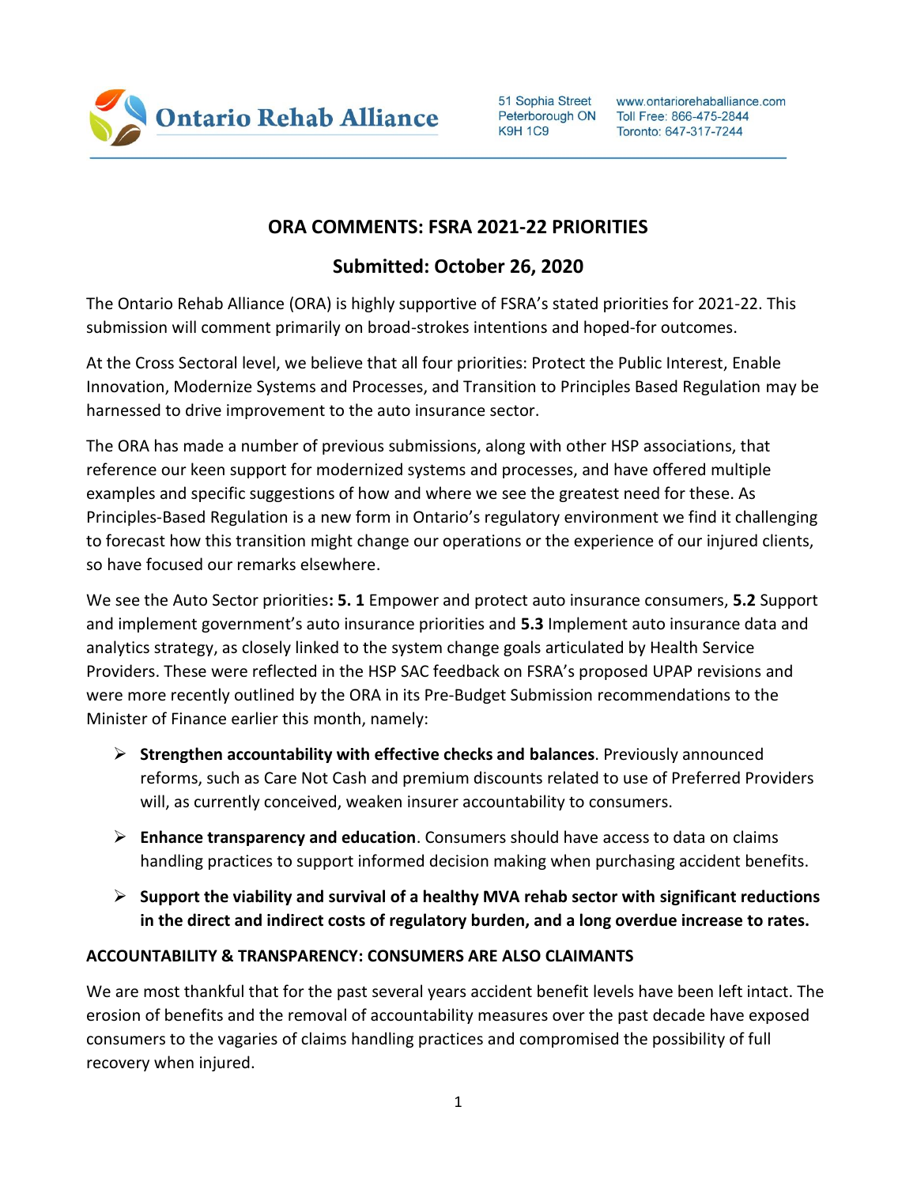Ontario Rehab Alliance

51 Sophia Street
Peterborough ON
K9H 1C9

www.ontariorehaballiance.com
Toll Free: 866-475-2844
Toronto: 647-317-7244

## ORA COMMENTS: FSRA 2021-22 PRIORITIES

## Submitted: October 26, 2020

The Ontario Rehab Alliance (ORA) is highly supportive of FSRA's stated priorities for 2021-22. This submission will comment primarily on broad-strokes intentions and hoped-for outcomes.

At the Cross Sectoral level, we believe that all four priorities: Protect the Public Interest, Enable Innovation, Modernize Systems and Processes, and Transition to Principles Based Regulation may be harnessed to drive improvement to the auto insurance sector.

The ORA has made a number of previous submissions, along with other HSP associations, that reference our keen support for modernized systems and processes, and have offered multiple examples and specific suggestions of how and where we see the greatest need for these. As Principles-Based Regulation is a new form in Ontario's regulatory environment we find it challenging to forecast how this transition might change our operations or the experience of our injured clients, so have focused our remarks elsewhere.

We see the Auto Sector priorities**: 5. 1** Empower and protect auto insurance consumers, **5.2** Support and implement government's auto insurance priorities and **5.3** Implement auto insurance data and analytics strategy, as closely linked to the system change goals articulated by Health Service Providers. These were reflected in the HSP SAC feedback on FSRA's proposed UPAP revisions and were more recently outlined by the ORA in its Pre-Budget Submission recommendations to the Minister of Finance earlier this month, namely:

- **Strengthen accountability with effective checks and balances**. Previously announced reforms, such as Care Not Cash and premium discounts related to use of Preferred Providers will, as currently conceived, weaken insurer accountability to consumers.
- **Enhance transparency and education**. Consumers should have access to data on claims handling practices to support informed decision making when purchasing accident benefits.
- **Support the viability and survival of a healthy MVA rehab sector with significant reductions in the direct and indirect costs of regulatory burden, and a long overdue increase to rates.**

### ACCOUNTABILITY & TRANSPARENCY: CONSUMERS ARE ALSO CLAIMANTS

We are most thankful that for the past several years accident benefit levels have been left intact. The erosion of benefits and the removal of accountability measures over the past decade have exposed consumers to the vagaries of claims handling practices and compromised the possibility of full recovery when injured.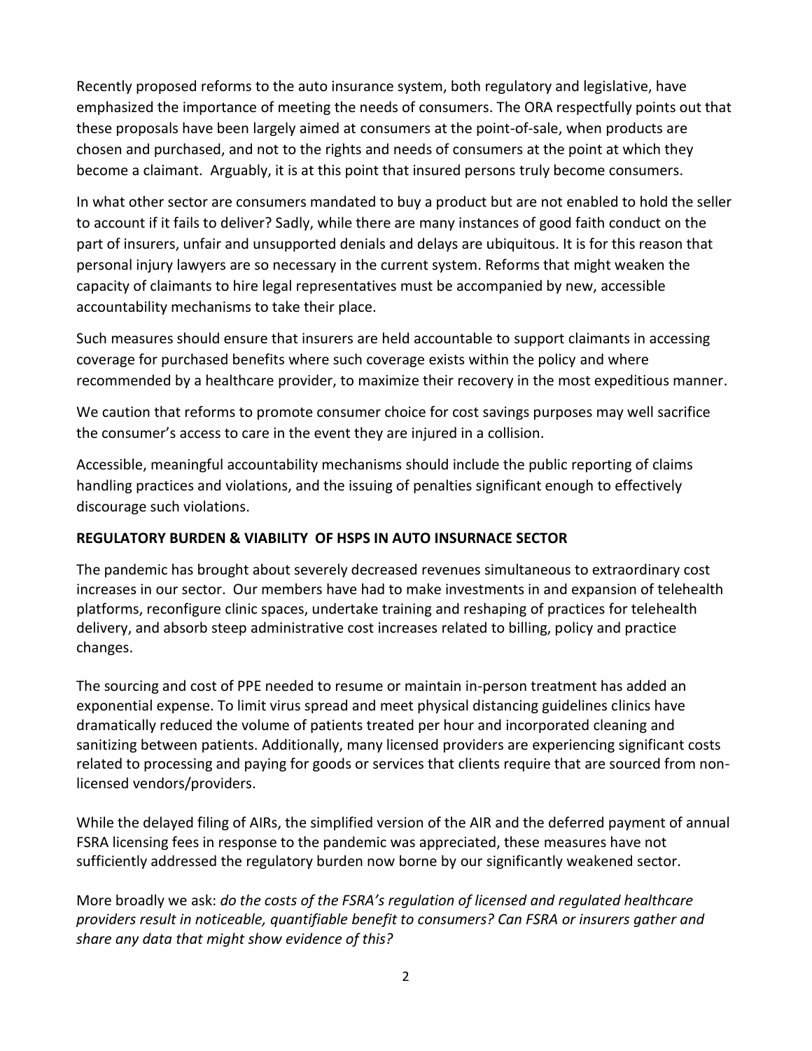Recently proposed reforms to the auto insurance system, both regulatory and legislative, have emphasized the importance of meeting the needs of consumers. The ORA respectfully points out that these proposals have been largely aimed at consumers at the point-of-sale, when products are chosen and purchased, and not to the rights and needs of consumers at the point at which they become a claimant. Arguably, it is at this point that insured persons truly become consumers.

In what other sector are consumers mandated to buy a product but are not enabled to hold the seller to account if it fails to deliver? Sadly, while there are many instances of good faith conduct on the part of insurers, unfair and unsupported denials and delays are ubiquitous. It is for this reason that personal injury lawyers are so necessary in the current system. Reforms that might weaken the capacity of claimants to hire legal representatives must be accompanied by new, accessible accountability mechanisms to take their place.

Such measures should ensure that insurers are held accountable to support claimants in accessing coverage for purchased benefits where such coverage exists within the policy and where recommended by a healthcare provider, to maximize their recovery in the most expeditious manner.

We caution that reforms to promote consumer choice for cost savings purposes may well sacrifice the consumer's access to care in the event they are injured in a collision.

Accessible, meaningful accountability mechanisms should include the public reporting of claims handling practices and violations, and the issuing of penalties significant enough to effectively discourage such violations.

**REGULATORY BURDEN & VIABILITY OF HSPS IN AUTO INSURNACE SECTOR**

The pandemic has brought about severely decreased revenues simultaneous to extraordinary cost increases in our sector. Our members have had to make investments in and expansion of telehealth platforms, reconfigure clinic spaces, undertake training and reshaping of practices for telehealth delivery, and absorb steep administrative cost increases related to billing, policy and practice changes.

The sourcing and cost of PPE needed to resume or maintain in-person treatment has added an exponential expense. To limit virus spread and meet physical distancing guidelines clinics have dramatically reduced the volume of patients treated per hour and incorporated cleaning and sanitizing between patients. Additionally, many licensed providers are experiencing significant costs related to processing and paying for goods or services that clients require that are sourced from non-licensed vendors/providers.

While the delayed filing of AIRs, the simplified version of the AIR and the deferred payment of annual FSRA licensing fees in response to the pandemic was appreciated, these measures have not sufficiently addressed the regulatory burden now borne by our significantly weakened sector.

More broadly we ask: *do the costs of the FSRA's regulation of licensed and regulated healthcare providers result in noticeable, quantifiable benefit to consumers? Can FSRA or insurers gather and share any data that might show evidence of this?*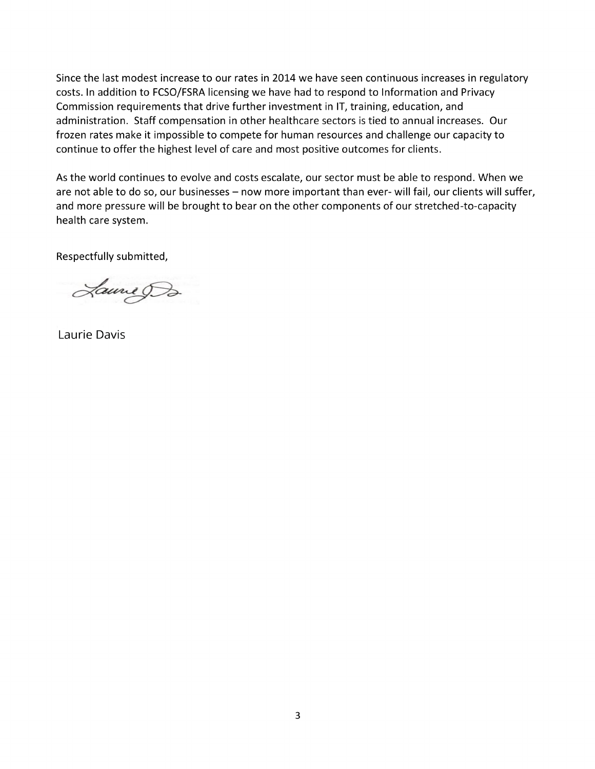Since the last modest increase to our rates in 2014 we have seen continuous increases in regulatory costs. In addition to FCSO/FSRA licensing we have had to respond to Information and Privacy Commission requirements that drive further investment in IT, training, education, and administration. Staff compensation in other healthcare sectors is tied to annual increases. Our frozen rates make it impossible to compete for human resources and challenge our capacity to continue to offer the highest level of care and most positive outcomes for clients.

As the world continues to evolve and costs escalate, our sector must be able to respond. When we are not able to do so, our businesses – now more important than ever- will fail, our clients will suffer, and more pressure will be brought to bear on the other components of our stretched-to-capacity health care system.

Respectfully submitted,

Laurie Davis